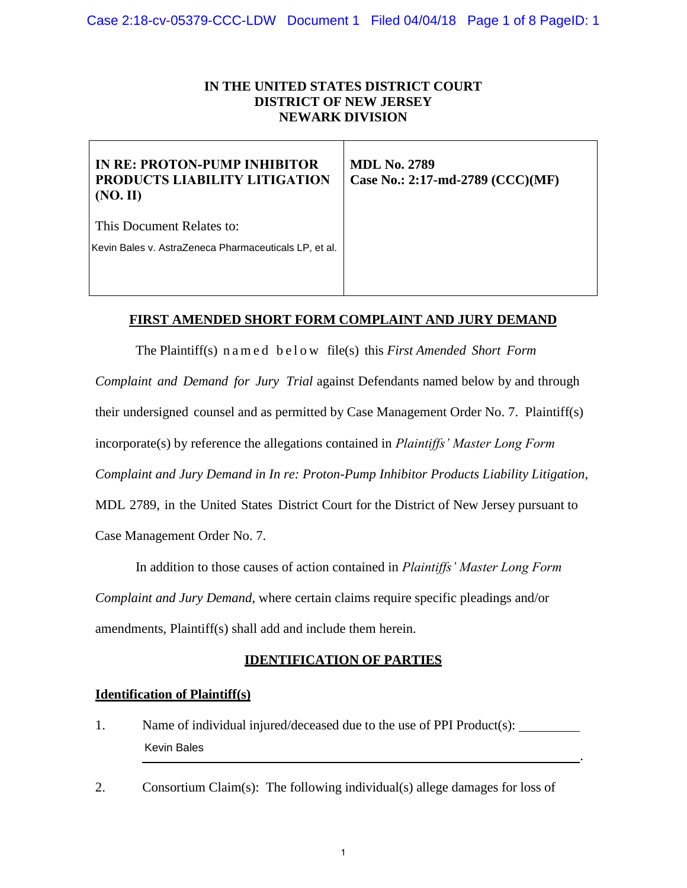# IN THE UNITED STATES DISTRICT COURT
# DISTRICT OF NEW JERSEY
# NEWARK DIVISION

| IN RE: PROTON-PUMP INHIBITOR PRODUCTS LIABILITY LITIGATION (NO. II)<br><br>This Document Relates to:<br>Kevin Bales v. AstraZeneca Pharmaceuticals LP, et al. | MDL No. 2789<br>Case No.: 2:17-md-2789 (CCC)(MF) |
|---|---|

## FIRST AMENDED SHORT FORM COMPLAINT AND JURY DEMAND

The Plaintiff(s) named below file(s) this *First Amended Short Form Complaint and Demand for Jury Trial* against Defendants named below by and through their undersigned counsel and as permitted by Case Management Order No. 7. Plaintiff(s) incorporate(s) by reference the allegations contained in *Plaintiffs' Master Long Form Complaint and Jury Demand in In re: Proton-Pump Inhibitor Products Liability Litigation*, MDL 2789, in the United States District Court for the District of New Jersey pursuant to Case Management Order No. 7.

In addition to those causes of action contained in *Plaintiffs' Master Long Form Complaint and Jury Demand*, where certain claims require specific pleadings and/or amendments, Plaintiff(s) shall add and include them herein.

## IDENTIFICATION OF PARTIES

### Identification of Plaintiff(s)

1. Name of individual injured/deceased due to the use of PPI Product(s): Kevin Bales.

2. Consortium Claim(s): The following individual(s) allege damages for loss of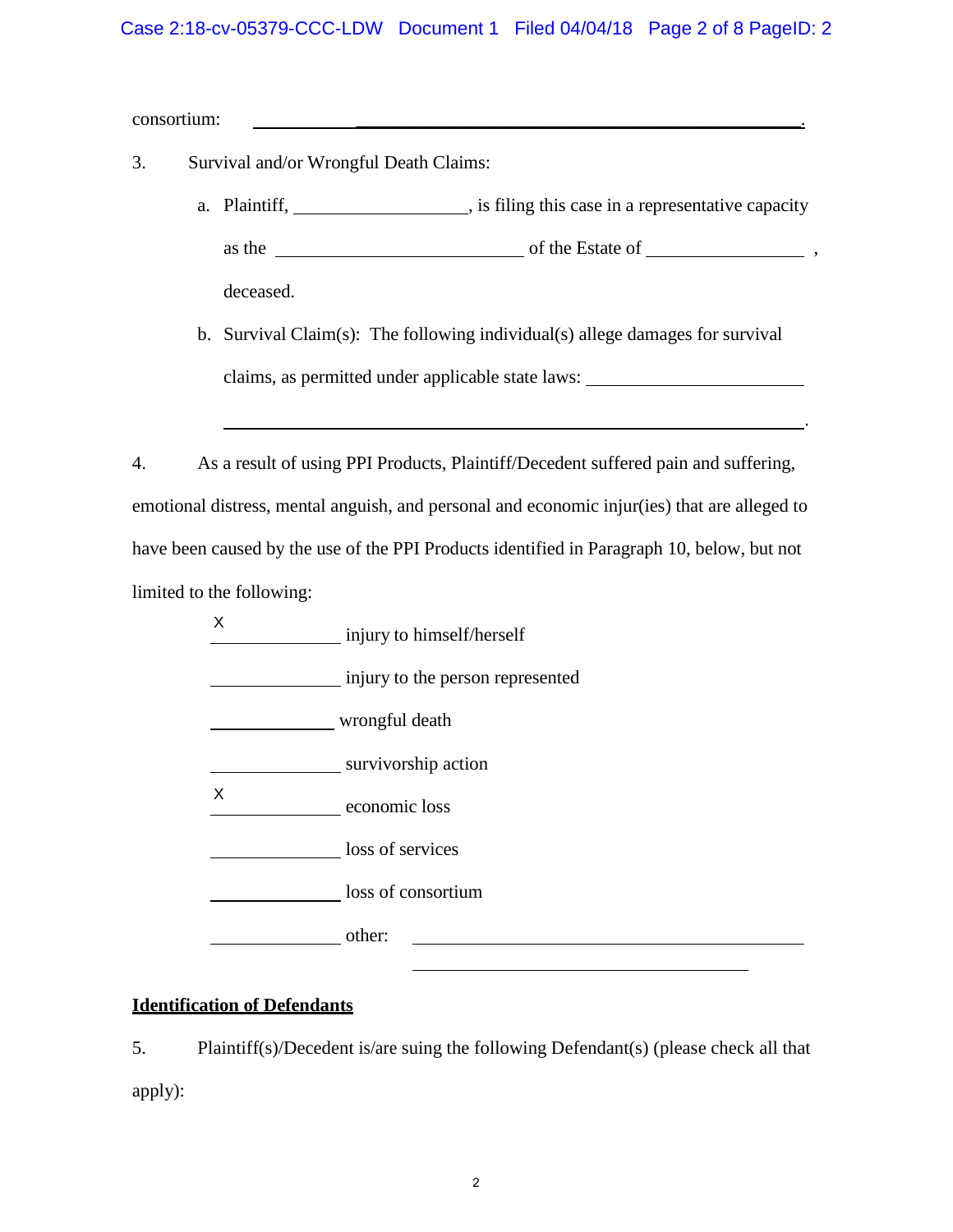consortium: ______________________________________________________.

3. Survival and/or Wrongful Death Claims:

   a. Plaintiff, __________________, is filing this case in a representative capacity as the __________________________ of the Estate of ________________, deceased.

   b. Survival Claim(s): The following individual(s) allege damages for survival claims, as permitted under applicable state laws: ________________________ ______________________________________________________.

4. As a result of using PPI Products, Plaintiff/Decedent suffered pain and suffering, emotional distress, mental anguish, and personal and economic injur(ies) that are alleged to have been caused by the use of the PPI Products identified in Paragraph 10, below, but not limited to the following:

___X___ injury to himself/herself

_______ injury to the person represented

_______ wrongful death

_______ survivorship action

___X___ economic loss

_______ loss of services

_______ loss of consortium

_______ other: ________________________________________
________________________________________

## Identification of Defendants

5. Plaintiff(s)/Decedent is/are suing the following Defendant(s) (please check all that apply):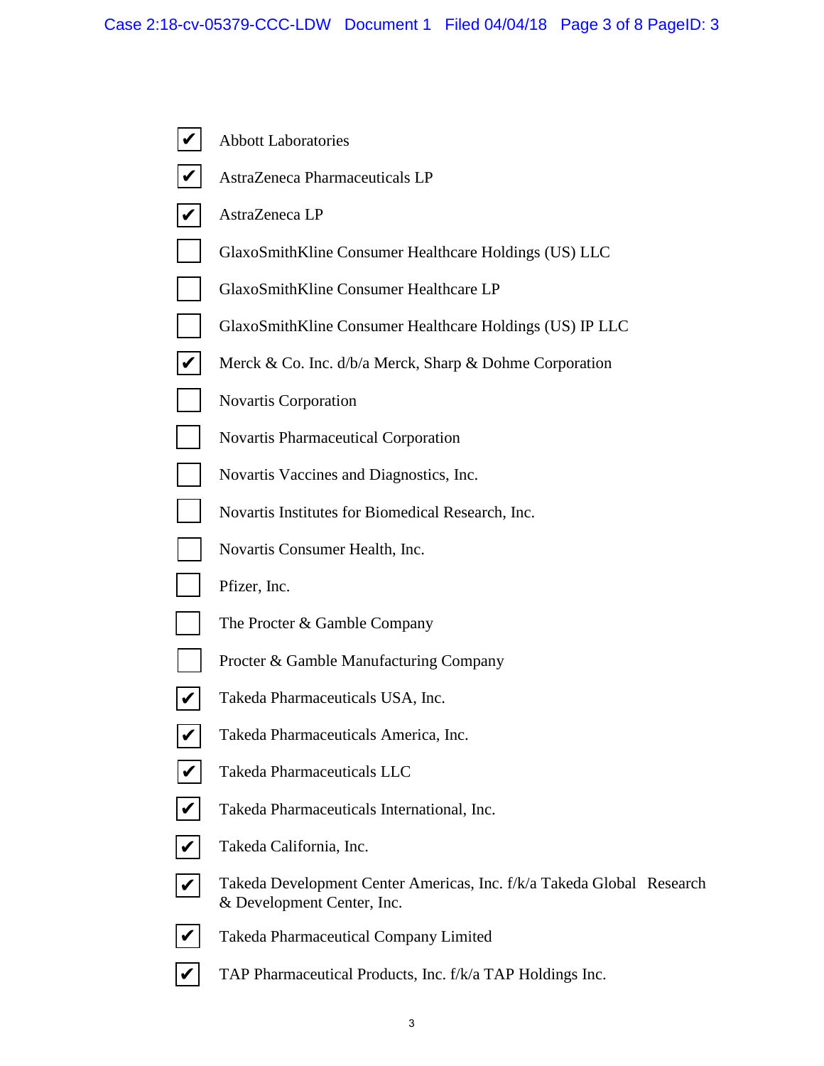- [x] Abbott Laboratories
- [x] AstraZeneca Pharmaceuticals LP
- [x] AstraZeneca LP
- [ ] GlaxoSmithKline Consumer Healthcare Holdings (US) LLC
- [ ] GlaxoSmithKline Consumer Healthcare LP
- [ ] GlaxoSmithKline Consumer Healthcare Holdings (US) IP LLC
- [x] Merck & Co. Inc. d/b/a Merck, Sharp & Dohme Corporation
- [ ] Novartis Corporation
- [ ] Novartis Pharmaceutical Corporation
- [ ] Novartis Vaccines and Diagnostics, Inc.
- [ ] Novartis Institutes for Biomedical Research, Inc.
- [ ] Novartis Consumer Health, Inc.
- [ ] Pfizer, Inc.
- [ ] The Procter & Gamble Company
- [ ] Procter & Gamble Manufacturing Company
- [x] Takeda Pharmaceuticals USA, Inc.
- [x] Takeda Pharmaceuticals America, Inc.
- [x] Takeda Pharmaceuticals LLC
- [x] Takeda Pharmaceuticals International, Inc.
- [x] Takeda California, Inc.
- [x] Takeda Development Center Americas, Inc. f/k/a Takeda Global Research & Development Center, Inc.
- [x] Takeda Pharmaceutical Company Limited
- [x] TAP Pharmaceutical Products, Inc. f/k/a TAP Holdings Inc.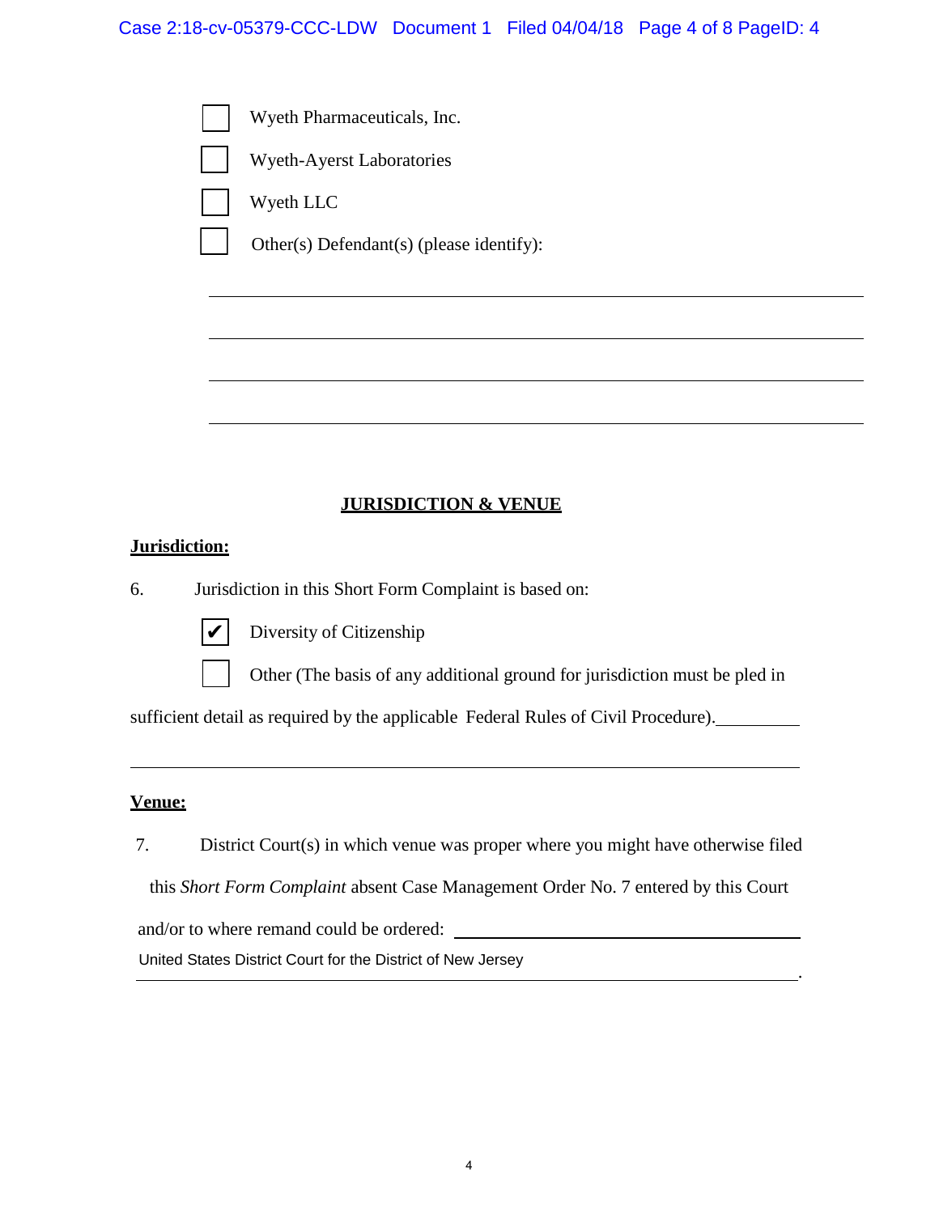- [ ] Wyeth Pharmaceuticals, Inc.
- [ ] Wyeth-Ayerst Laboratories
- [ ] Wyeth LLC
- [ ] Other(s) Defendant(s) (please identify):

______________________________________________

______________________________________________

______________________________________________

______________________________________________

## JURISDICTION & VENUE

**Jurisdiction:**

6. Jurisdiction in this Short Form Complaint is based on:

- [x] Diversity of Citizenship
- [ ] Other (The basis of any additional ground for jurisdiction must be pled in sufficient detail as required by the applicable Federal Rules of Civil Procedure).__________

______________________________________________

**Venue:**

7. District Court(s) in which venue was proper where you might have otherwise filed this *Short Form Complaint* absent Case Management Order No. 7 entered by this Court and/or to where remand could be ordered: ______________________
United States District Court for the District of New Jersey
______________________________________________.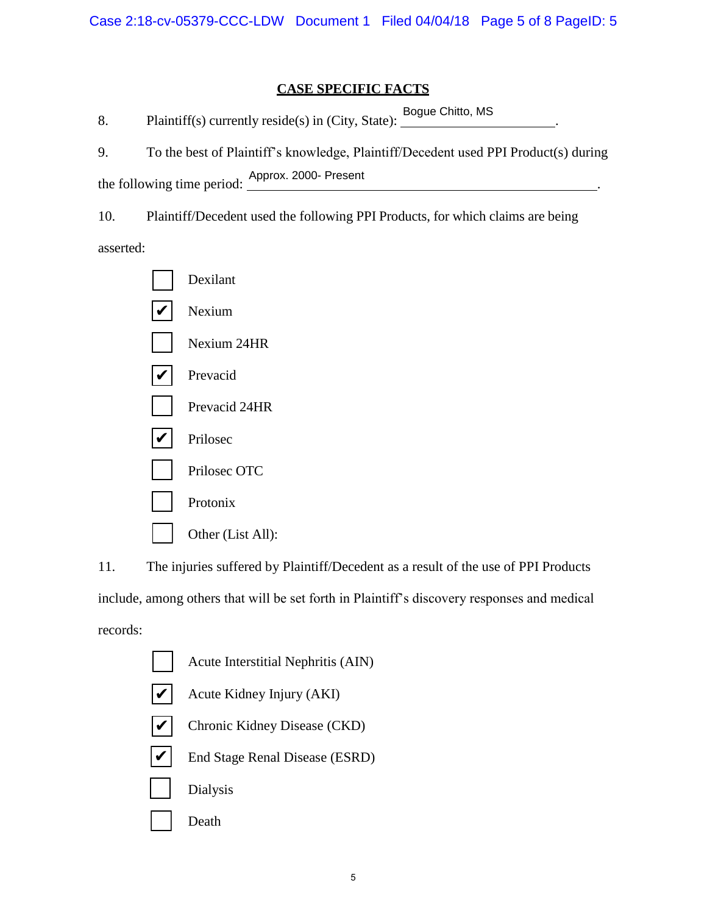## CASE SPECIFIC FACTS

8. Plaintiff(s) currently reside(s) in (City, State): Bogue Chitto, MS.

9. To the best of Plaintiff's knowledge, Plaintiff/Decedent used PPI Product(s) during the following time period: Approx. 2000- Present.

10. Plaintiff/Decedent used the following PPI Products, for which claims are being asserted:

- [ ] Dexilant
- [x] Nexium
- [ ] Nexium 24HR
- [x] Prevacid
- [ ] Prevacid 24HR
- [x] Prilosec
- [ ] Prilosec OTC
- [ ] Protonix
- [ ] Other (List All):

11. The injuries suffered by Plaintiff/Decedent as a result of the use of PPI Products include, among others that will be set forth in Plaintiff's discovery responses and medical records:

- [ ] Acute Interstitial Nephritis (AIN)
- [x] Acute Kidney Injury (AKI)
- [x] Chronic Kidney Disease (CKD)
- [x] End Stage Renal Disease (ESRD)
- [ ] Dialysis
- [ ] Death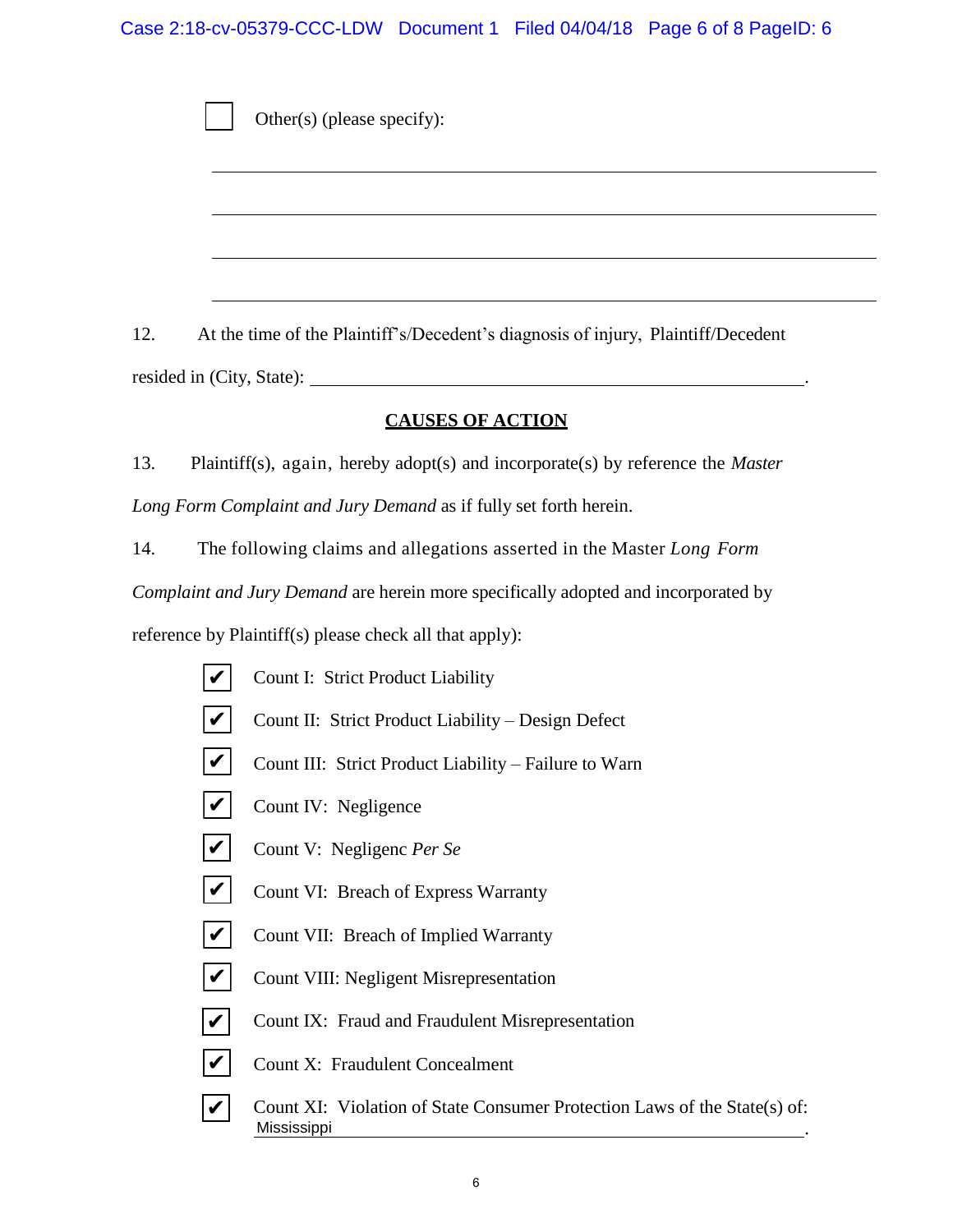☐ Other(s) (please specify):

\_\_\_\_\_\_\_\_\_\_\_\_\_\_\_\_\_\_\_\_\_\_\_\_\_\_\_\_\_\_\_\_\_\_\_\_\_\_\_\_\_\_\_\_\_\_\_\_

\_\_\_\_\_\_\_\_\_\_\_\_\_\_\_\_\_\_\_\_\_\_\_\_\_\_\_\_\_\_\_\_\_\_\_\_\_\_\_\_\_\_\_\_\_\_\_\_

\_\_\_\_\_\_\_\_\_\_\_\_\_\_\_\_\_\_\_\_\_\_\_\_\_\_\_\_\_\_\_\_\_\_\_\_\_\_\_\_\_\_\_\_\_\_\_\_

\_\_\_\_\_\_\_\_\_\_\_\_\_\_\_\_\_\_\_\_\_\_\_\_\_\_\_\_\_\_\_\_\_\_\_\_\_\_\_\_\_\_\_\_\_\_\_\_

12. At the time of the Plaintiff's/Decedent's diagnosis of injury, Plaintiff/Decedent resided in (City, State): \_\_\_\_\_\_\_\_\_\_\_\_\_\_\_\_\_\_\_\_\_\_\_\_\_\_\_\_\_\_\_\_\_\_\_\_\_\_\_\_.

## CAUSES OF ACTION

13. Plaintiff(s), again, hereby adopt(s) and incorporate(s) by reference the *Master Long Form Complaint and Jury Demand* as if fully set forth herein.

14. The following claims and allegations asserted in the Master *Long Form Complaint and Jury Demand* are herein more specifically adopted and incorporated by reference by Plaintiff(s) please check all that apply):

☑ Count I: Strict Product Liability

☑ Count II: Strict Product Liability – Design Defect

☑ Count III: Strict Product Liability – Failure to Warn

☑ Count IV: Negligence

☑ Count V: Negligenc *Per Se*

☑ Count VI: Breach of Express Warranty

☑ Count VII: Breach of Implied Warranty

☑ Count VIII: Negligent Misrepresentation

☑ Count IX: Fraud and Fraudulent Misrepresentation

☑ Count X: Fraudulent Concealment

☑ Count XI: Violation of State Consumer Protection Laws of the State(s) of: Mississippi.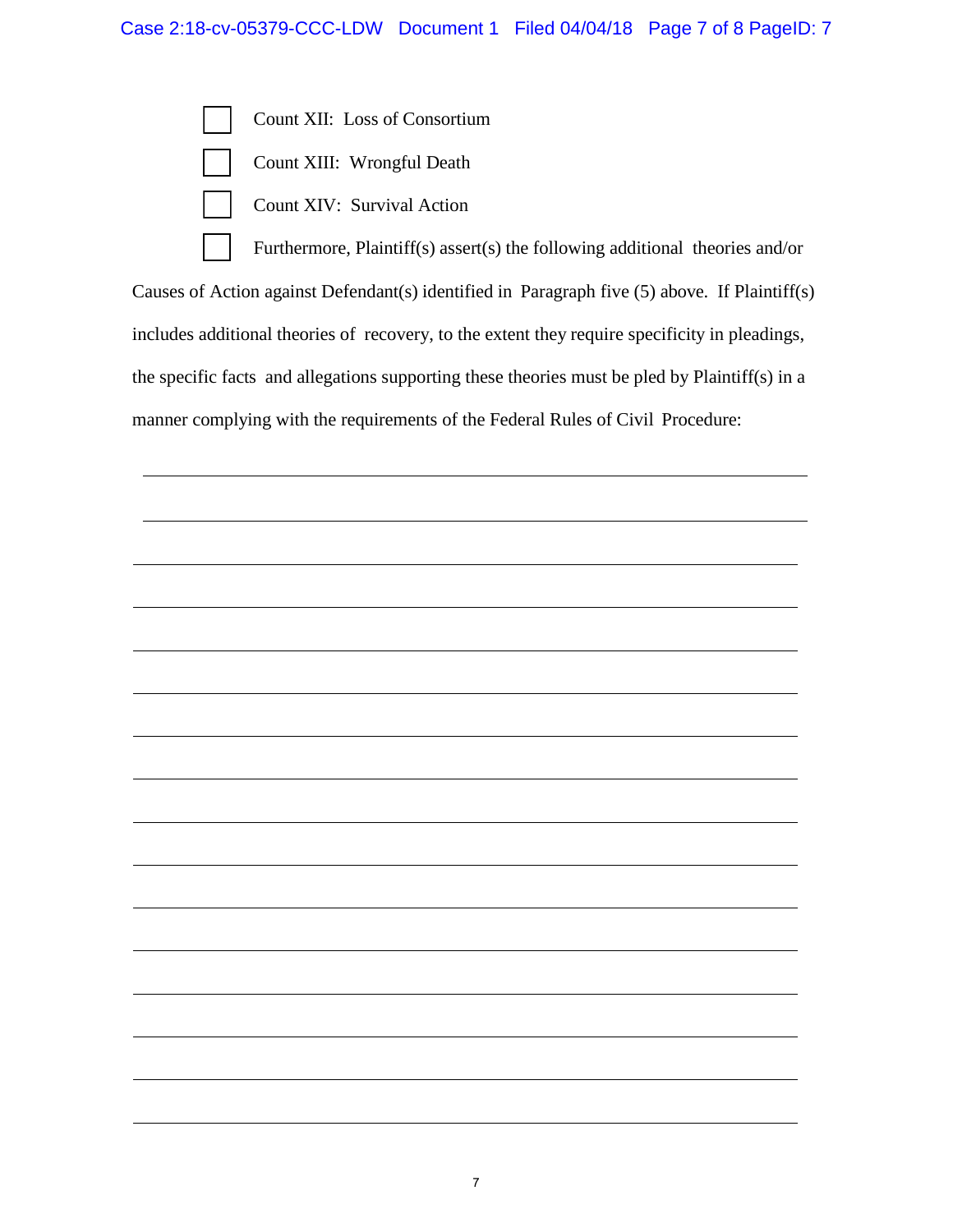- [ ] Count XII: Loss of Consortium
- [ ] Count XIII: Wrongful Death
- [ ] Count XIV: Survival Action
- [ ] Furthermore, Plaintiff(s) assert(s) the following additional theories and/or Causes of Action against Defendant(s) identified in Paragraph five (5) above. If Plaintiff(s) includes additional theories of recovery, to the extent they require specificity in pleadings, the specific facts and allegations supporting these theories must be pled by Plaintiff(s) in a manner complying with the requirements of the Federal Rules of Civil Procedure:

_______________________________________________________________________

_______________________________________________________________________

_______________________________________________________________________

_______________________________________________________________________

_______________________________________________________________________

_______________________________________________________________________

_______________________________________________________________________

_______________________________________________________________________

_______________________________________________________________________

_______________________________________________________________________

_______________________________________________________________________

_______________________________________________________________________

_______________________________________________________________________

_______________________________________________________________________

_______________________________________________________________________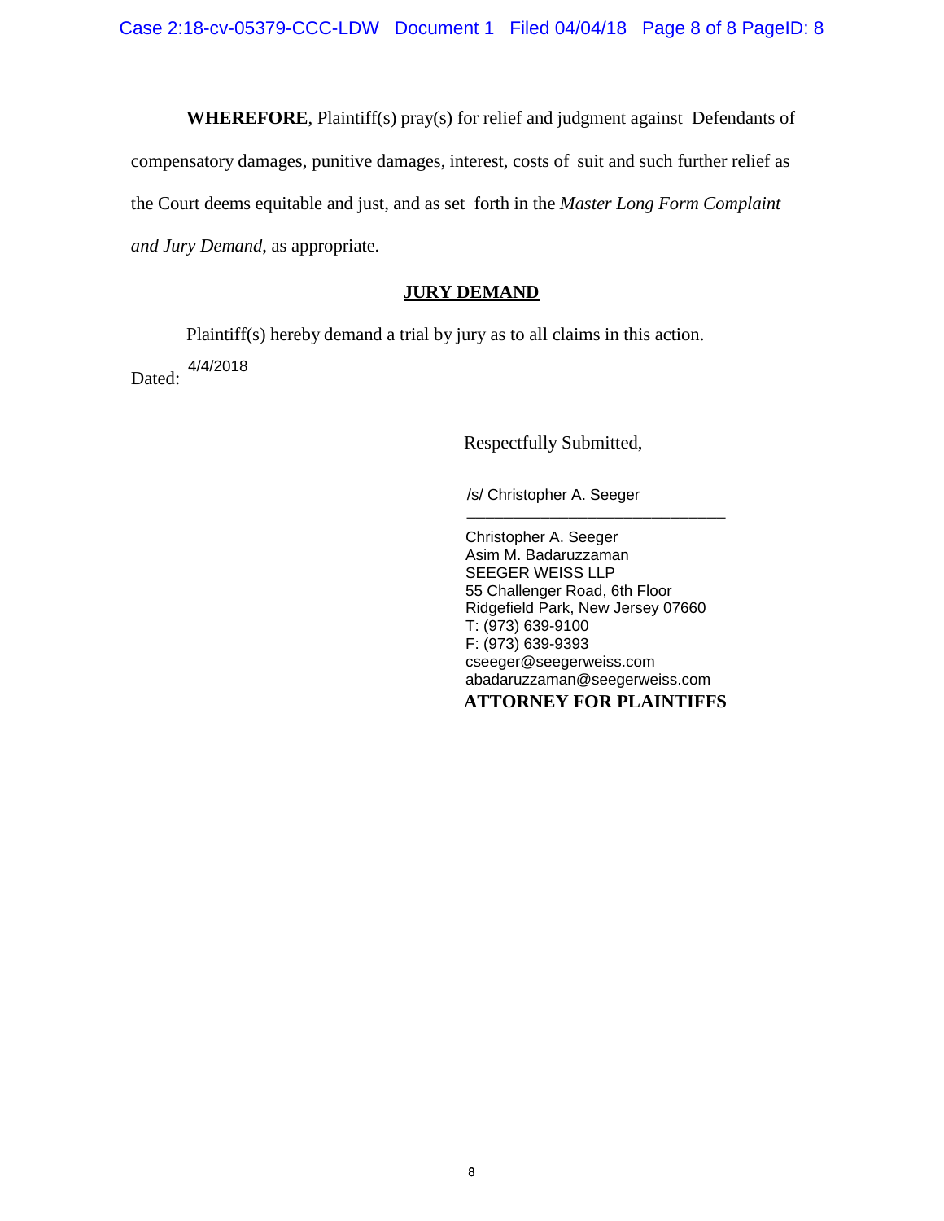**WHEREFORE**, Plaintiff(s) pray(s) for relief and judgment against Defendants of compensatory damages, punitive damages, interest, costs of suit and such further relief as the Court deems equitable and just, and as set forth in the *Master Long Form Complaint and Jury Demand*, as appropriate.

**JURY DEMAND**

Plaintiff(s) hereby demand a trial by jury as to all claims in this action.

Dated: 4/4/2018

Respectfully Submitted,

/s/ Christopher A. Seeger

Christopher A. Seeger
Asim M. Badaruzzaman
SEEGER WEISS LLP
55 Challenger Road, 6th Floor
Ridgefield Park, New Jersey 07660
T: (973) 639-9100
F: (973) 639-9393
cseeger@seegerweiss.com
abadaruzzaman@seegerweiss.com

**ATTORNEY FOR PLAINTIFFS**